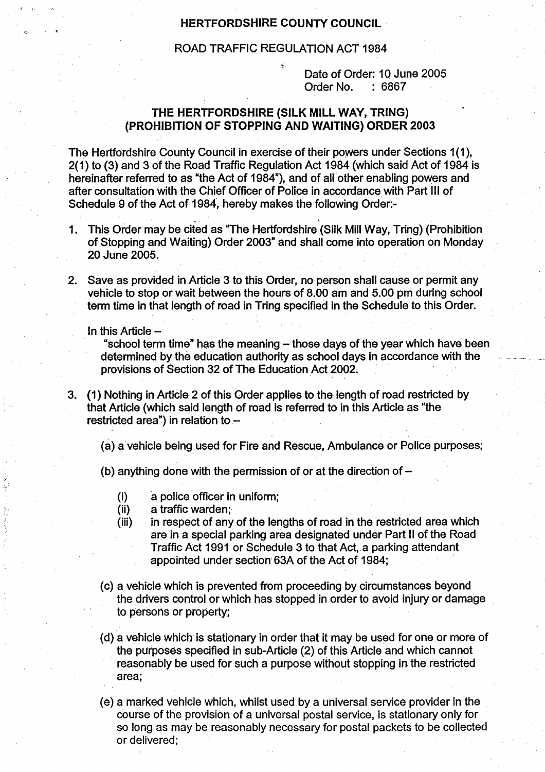**HERTFORDSHIRE COUNTY COUNCIL**

ROAD TRAFFIC REGULATION ACT 1984

Date of Order: 10 June 2005
Order No. : 6867

# THE HERTFORDSHIRE (SILK MILL WAY, TRING) (PROHIBITION OF STOPPING AND WAITING) ORDER 2003

The Hertfordshire County Council in exercise of their powers under Sections 1(1), 2(1) to (3) and 3 of the Road Traffic Regulation Act 1984 (which said Act of 1984 is hereinafter referred to as "the Act of 1984"), and of all other enabling powers and after consultation with the Chief Officer of Police in accordance with Part III of Schedule 9 of the Act of 1984, hereby makes the following Order:-

1. This Order may be cited as "The Hertfordshire (Silk Mill Way, Tring) (Prohibition of Stopping and Waiting) Order 2003" and shall come into operation on Monday 20 June 2005.

2. Save as provided in Article 3 to this Order, no person shall cause or permit any vehicle to stop or wait between the hours of 8.00 am and 5.00 pm during school term time in that length of road in Tring specified in the Schedule to this Order.

   In this Article –
   "school term time" has the meaning – those days of the year which have been determined by the education authority as school days in accordance with the provisions of Section 32 of The Education Act 2002.

3. (1) Nothing in Article 2 of this Order applies to the length of road restricted by that Article (which said length of road is referred to in this Article as "the restricted area") in relation to –

   (a) a vehicle being used for Fire and Rescue, Ambulance or Police purposes;

   (b) anything done with the permission of or at the direction of –

   (i) a police officer in uniform;
   (ii) a traffic warden;
   (iii) in respect of any of the lengths of road in the restricted area which are in a special parking area designated under Part II of the Road Traffic Act 1991 or Schedule 3 to that Act, a parking attendant appointed under section 63A of the Act of 1984;

   (c) a vehicle which is prevented from proceeding by circumstances beyond the drivers control or which has stopped in order to avoid injury or damage to persons or property;

   (d) a vehicle which is stationary in order that it may be used for one or more of the purposes specified in sub-Article (2) of this Article and which cannot reasonably be used for such a purpose without stopping in the restricted area;

   (e) a marked vehicle which, whilst used by a universal service provider in the course of the provision of a universal postal service, is stationary only for so long as may be reasonably necessary for postal packets to be collected or delivered;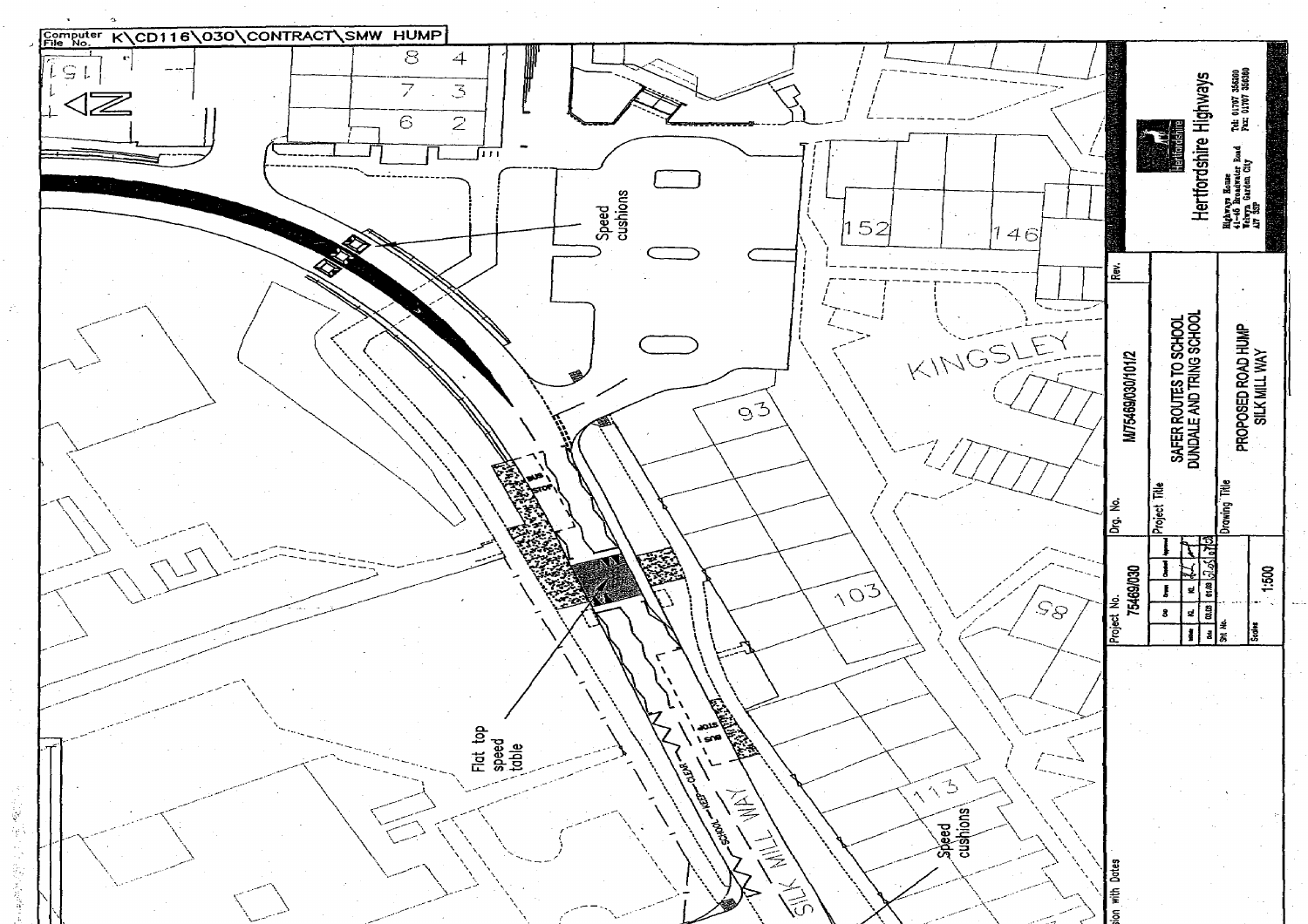Computer File No. K\CD116\030\CONTRACT\SMW HUMP

Speed cushions

Flat top speed table

Speed cushions

SILK MILL WAY

KINGSLEY

SCHOOL KEEP CLEAR

BUS STOP

8 4
7 3
6 2

152

146

93

103

113

85

151

**Hertfordshire Highways**

Highways House
41-45 Broadwater Road
Welwyn Garden City
AL7 3SP

Tel: 01707 356300
Fax: 01707 356380

Project No. 75469/030

Drg. No. M/75469/030/101/2

Rev.

Project Title: SAFER ROUTES TO SCHOOL DUNDALE AND TRING SCHOOL

Drawing Title: PROPOSED ROAD HUMP SILK MILL WAY

Scales: 1:500

| | Drawn | Checked | Approved |
|---|---|---|---|
| Initials | KL | | |
| Date | 01.03 | | |

Sht No.

Revision with Dates